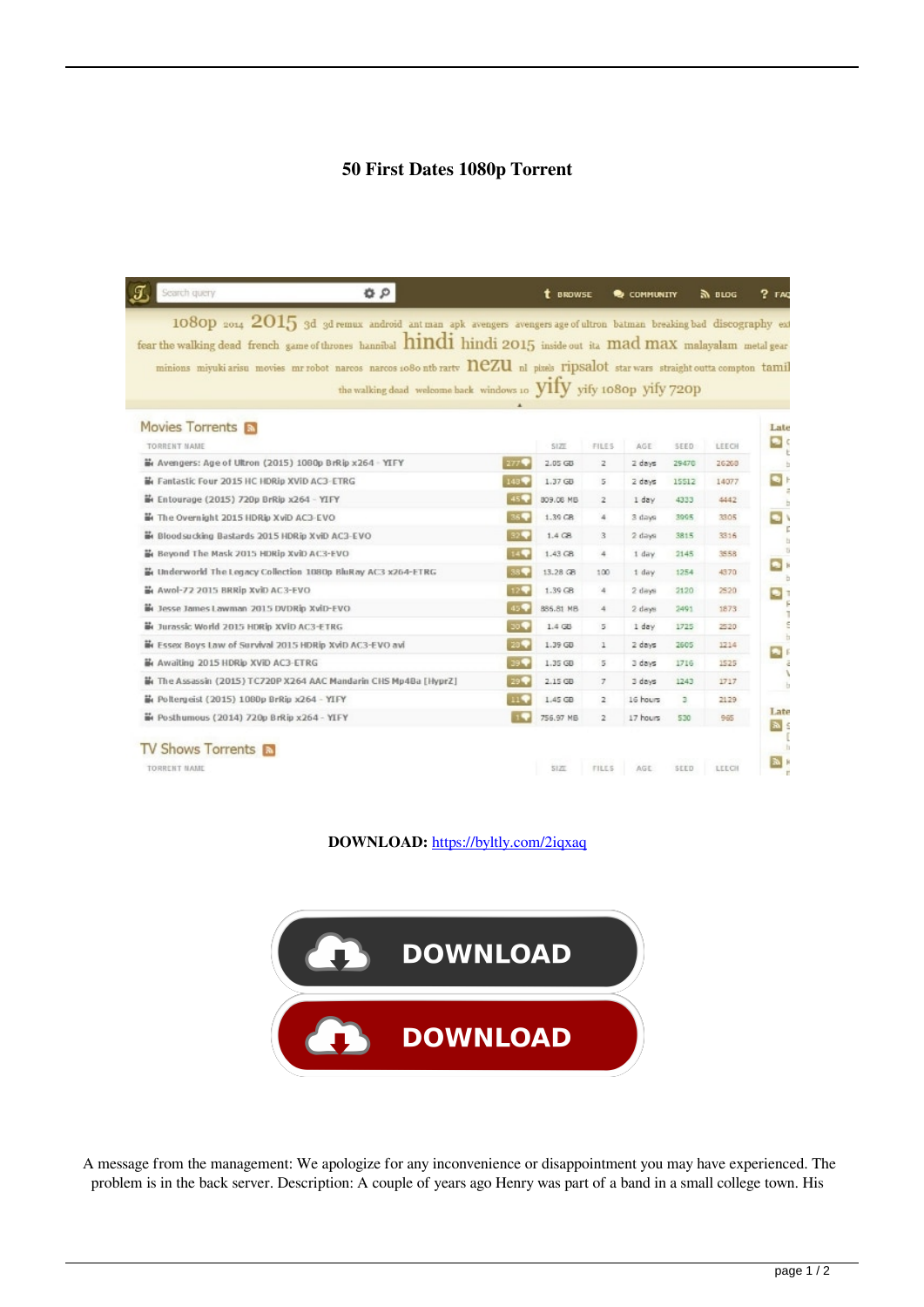# 50 First Dates 1080p Torrent

**DOWNLOAD:** https://byltly.com/2iqxaq

A message from the management: We apologize for any inconvenience or disappointment you may have experienced. The problem is in the back server. Description: A couple of years ago Henry was part of a band in a small college town. His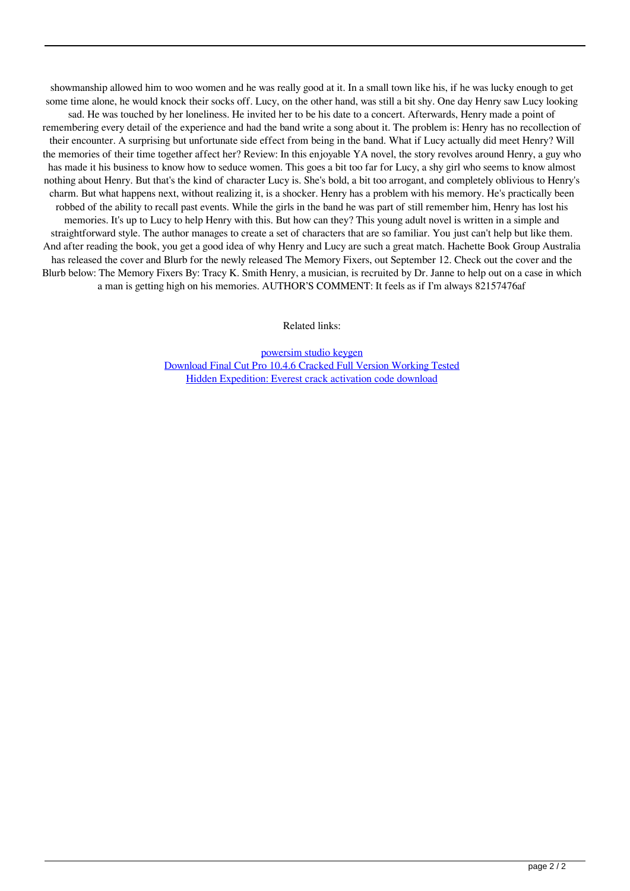showmanship allowed him to woo women and he was really good at it. In a small town like his, if he was lucky enough to get some time alone, he would knock their socks off. Lucy, on the other hand, was still a bit shy. One day Henry saw Lucy looking sad. He was touched by her loneliness. He invited her to be his date to a concert. Afterwards, Henry made a point of remembering every detail of the experience and had the band write a song about it. The problem is: Henry has no recollection of their encounter. A surprising but unfortunate side effect from being in the band. What if Lucy actually did meet Henry? Will the memories of their time together affect her? Review: In this enjoyable YA novel, the story revolves around Henry, a guy who has made it his business to know how to seduce women. This goes a bit too far for Lucy, a shy girl who seems to know almost nothing about Henry. But that's the kind of character Lucy is. She's bold, a bit too arrogant, and completely oblivious to Henry's charm. But what happens next, without realizing it, is a shocker. Henry has a problem with his memory. He's practically been robbed of the ability to recall past events. While the girls in the band he was part of still remember him, Henry has lost his memories. It's up to Lucy to help Henry with this. But how can they? This young adult novel is written in a simple and straightforward style. The author manages to create a set of characters that are so familiar. You just can't help but like them. And after reading the book, you get a good idea of why Henry and Lucy are such a great match. Hachette Book Group Australia has released the cover and Blurb for the newly released The Memory Fixers, out September 12. Check out the cover and the Blurb below: The Memory Fixers By: Tracy K. Smith Henry, a musician, is recruited by Dr. Janne to help out on a case in which a man is getting high on his memories. AUTHOR'S COMMENT: It feels as if I'm always 82157476af

Related links:

powersim studio keygen
Download Final Cut Pro 10.4.6 Cracked Full Version Working Tested
Hidden Expedition: Everest crack activation code download